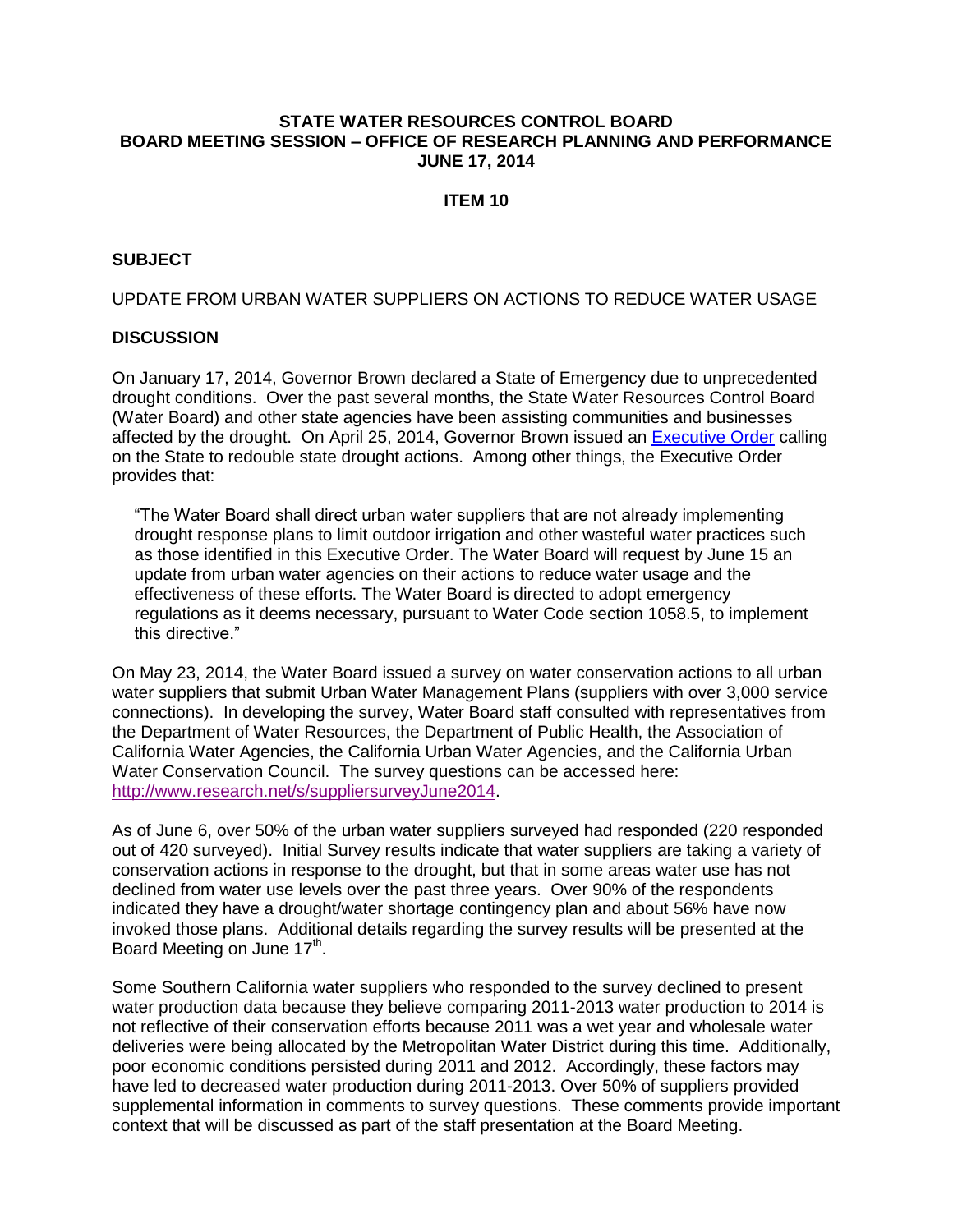**STATE WATER RESOURCES CONTROL BOARD**
**BOARD MEETING SESSION – OFFICE OF RESEARCH PLANNING AND PERFORMANCE**
**JUNE 17, 2014**

**ITEM 10**

## SUBJECT

UPDATE FROM URBAN WATER SUPPLIERS ON ACTIONS TO REDUCE WATER USAGE

## DISCUSSION

On January 17, 2014, Governor Brown declared a State of Emergency due to unprecedented drought conditions. Over the past several months, the State Water Resources Control Board (Water Board) and other state agencies have been assisting communities and businesses affected by the drought. On April 25, 2014, Governor Brown issued an Executive Order calling on the State to redouble state drought actions. Among other things, the Executive Order provides that:

> "The Water Board shall direct urban water suppliers that are not already implementing drought response plans to limit outdoor irrigation and other wasteful water practices such as those identified in this Executive Order. The Water Board will request by June 15 an update from urban water agencies on their actions to reduce water usage and the effectiveness of these efforts. The Water Board is directed to adopt emergency regulations as it deems necessary, pursuant to Water Code section 1058.5, to implement this directive."

On May 23, 2014, the Water Board issued a survey on water conservation actions to all urban water suppliers that submit Urban Water Management Plans (suppliers with over 3,000 service connections). In developing the survey, Water Board staff consulted with representatives from the Department of Water Resources, the Department of Public Health, the Association of California Water Agencies, the California Urban Water Agencies, and the California Urban Water Conservation Council. The survey questions can be accessed here: http://www.research.net/s/suppliersurveyJune2014.

As of June 6, over 50% of the urban water suppliers surveyed had responded (220 responded out of 420 surveyed). Initial Survey results indicate that water suppliers are taking a variety of conservation actions in response to the drought, but that in some areas water use has not declined from water use levels over the past three years. Over 90% of the respondents indicated they have a drought/water shortage contingency plan and about 56% have now invoked those plans. Additional details regarding the survey results will be presented at the Board Meeting on June 17th.

Some Southern California water suppliers who responded to the survey declined to present water production data because they believe comparing 2011-2013 water production to 2014 is not reflective of their conservation efforts because 2011 was a wet year and wholesale water deliveries were being allocated by the Metropolitan Water District during this time. Additionally, poor economic conditions persisted during 2011 and 2012. Accordingly, these factors may have led to decreased water production during 2011-2013. Over 50% of suppliers provided supplemental information in comments to survey questions. These comments provide important context that will be discussed as part of the staff presentation at the Board Meeting.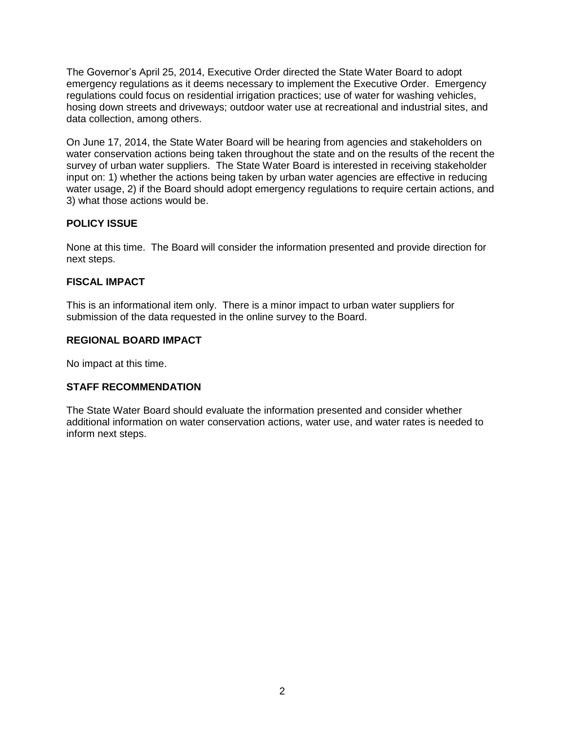The Governor's April 25, 2014, Executive Order directed the State Water Board to adopt emergency regulations as it deems necessary to implement the Executive Order. Emergency regulations could focus on residential irrigation practices; use of water for washing vehicles, hosing down streets and driveways; outdoor water use at recreational and industrial sites, and data collection, among others.

On June 17, 2014, the State Water Board will be hearing from agencies and stakeholders on water conservation actions being taken throughout the state and on the results of the recent the survey of urban water suppliers. The State Water Board is interested in receiving stakeholder input on: 1) whether the actions being taken by urban water agencies are effective in reducing water usage, 2) if the Board should adopt emergency regulations to require certain actions, and 3) what those actions would be.

## POLICY ISSUE

None at this time. The Board will consider the information presented and provide direction for next steps.

## FISCAL IMPACT

This is an informational item only. There is a minor impact to urban water suppliers for submission of the data requested in the online survey to the Board.

## REGIONAL BOARD IMPACT

No impact at this time.

## STAFF RECOMMENDATION

The State Water Board should evaluate the information presented and consider whether additional information on water conservation actions, water use, and water rates is needed to inform next steps.